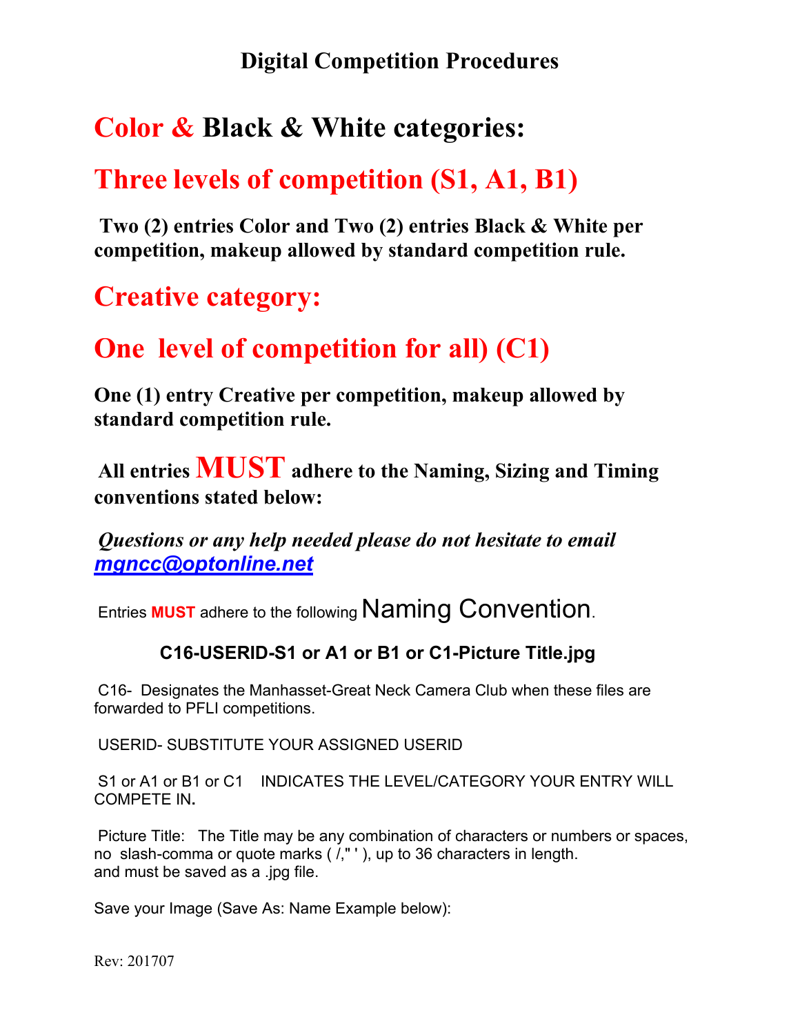# Digital Competition Procedures

## Color & Black & White categories:

## Three levels of competition (S1, A1, B1)

**Two (2) entries Color and Two (2) entries Black & White per competition, makeup allowed by standard competition rule.**

## Creative category:

## One level of competition for all) (C1)

**One (1) entry Creative per competition, makeup allowed by standard competition rule.**

**All entries MUST adhere to the Naming, Sizing and Timing conventions stated below:**

***Questions or any help needed please do not hesitate to email [mgncc@optonline.net](mailto:mgncc@optonline.net)***

Entries **MUST** adhere to the following Naming Convention.

**C16-USERID-S1 or A1 or B1 or C1-Picture Title.jpg**

C16- Designates the Manhasset-Great Neck Camera Club when these files are forwarded to PFLI competitions.

USERID- SUBSTITUTE YOUR ASSIGNED USERID

S1 or A1 or B1 or C1 INDICATES THE LEVEL/CATEGORY YOUR ENTRY WILL COMPETE IN.

Picture Title: The Title may be any combination of characters or numbers or spaces, no slash-comma or quote marks ( /," ' ), up to 36 characters in length. and must be saved as a .jpg file.

Save your Image (Save As: Name Example below):

Rev: 201707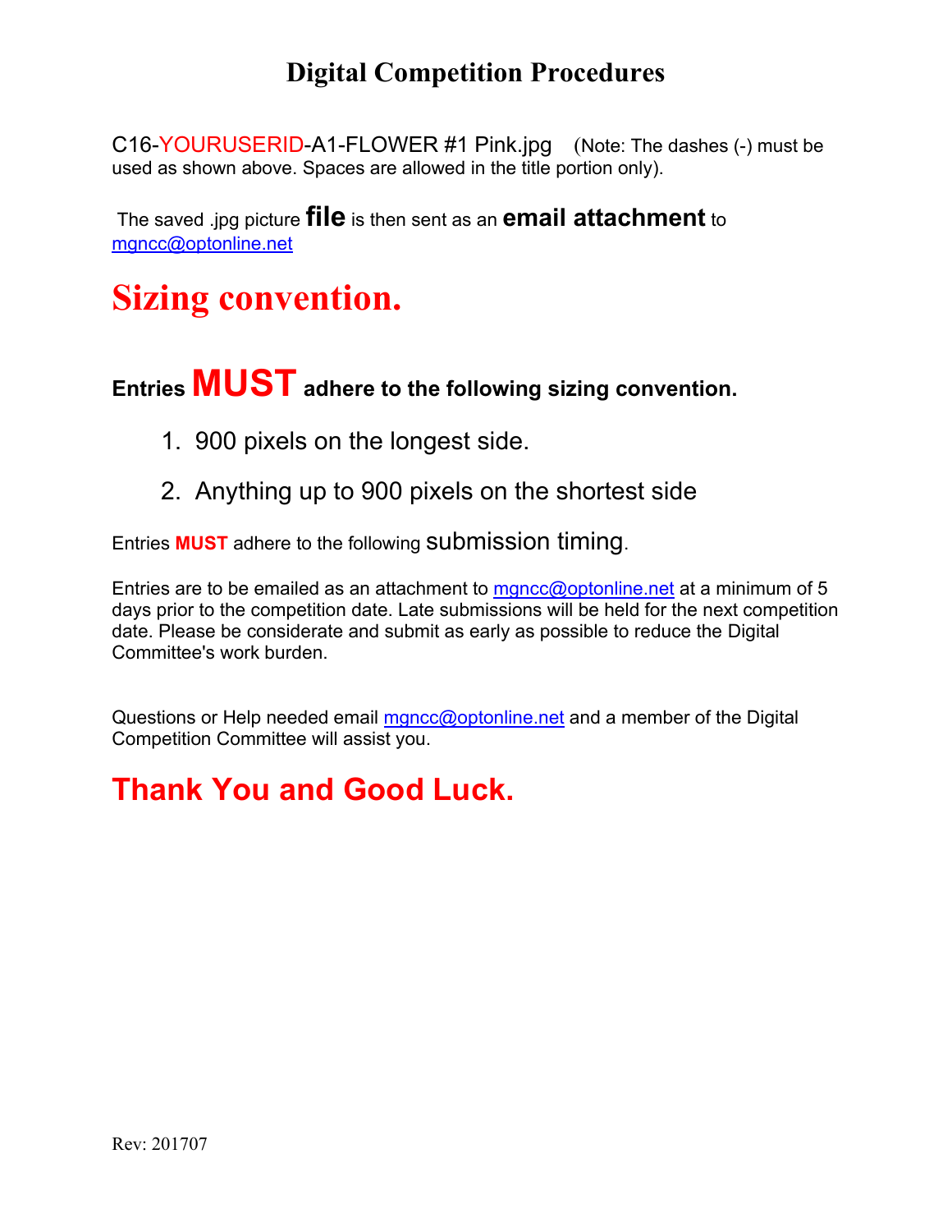# Digital Competition Procedures

C16-YOURUSERID-A1-FLOWER #1 Pink.jpg (Note: The dashes (-) must be used as shown above. Spaces are allowed in the title portion only).

The saved .jpg picture **file** is then sent as an **email attachment** to mgncc@optonline.net

# Sizing convention.

**Entries MUST adhere to the following sizing convention.**

1. 900 pixels on the longest side.
2. Anything up to 900 pixels on the shortest side

Entries **MUST** adhere to the following submission timing.

Entries are to be emailed as an attachment to mgncc@optonline.net at a minimum of 5 days prior to the competition date. Late submissions will be held for the next competition date. Please be considerate and submit as early as possible to reduce the Digital Committee's work burden.

Questions or Help needed email mgncc@optonline.net and a member of the Digital Competition Committee will assist you.

## Thank You and Good Luck.

Rev: 201707